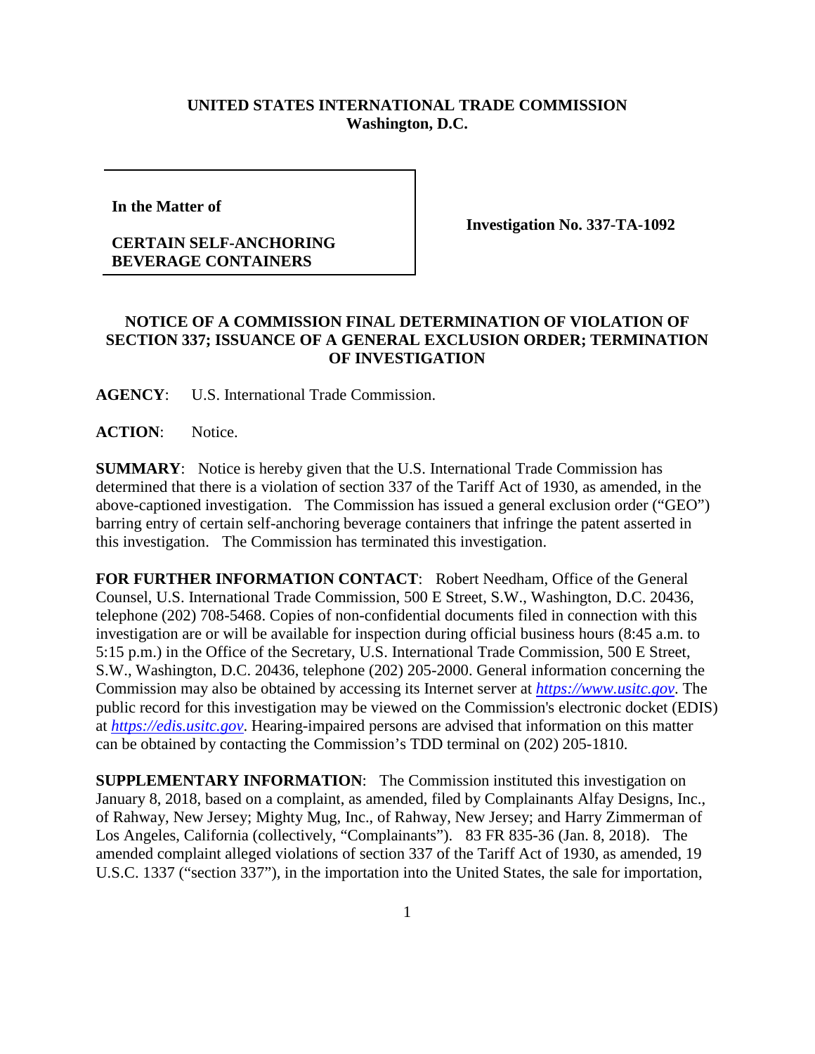**UNITED STATES INTERNATIONAL TRADE COMMISSION**
**Washington, D.C.**

| | |
|---|---|
| **In the Matter of**<br><br>**CERTAIN SELF-ANCHORING BEVERAGE CONTAINERS** | **Investigation No. 337-TA-1092** |

**NOTICE OF A COMMISSION FINAL DETERMINATION OF VIOLATION OF SECTION 337; ISSUANCE OF A GENERAL EXCLUSION ORDER; TERMINATION OF INVESTIGATION**

**AGENCY**: U.S. International Trade Commission.

**ACTION**: Notice.

**SUMMARY**: Notice is hereby given that the U.S. International Trade Commission has determined that there is a violation of section 337 of the Tariff Act of 1930, as amended, in the above-captioned investigation. The Commission has issued a general exclusion order ("GEO") barring entry of certain self-anchoring beverage containers that infringe the patent asserted in this investigation. The Commission has terminated this investigation.

**FOR FURTHER INFORMATION CONTACT**: Robert Needham, Office of the General Counsel, U.S. International Trade Commission, 500 E Street, S.W., Washington, D.C. 20436, telephone (202) 708-5468. Copies of non-confidential documents filed in connection with this investigation are or will be available for inspection during official business hours (8:45 a.m. to 5:15 p.m.) in the Office of the Secretary, U.S. International Trade Commission, 500 E Street, S.W., Washington, D.C. 20436, telephone (202) 205-2000. General information concerning the Commission may also be obtained by accessing its Internet server at *https://www.usitc.gov*. The public record for this investigation may be viewed on the Commission's electronic docket (EDIS) at *https://edis.usitc.gov*. Hearing-impaired persons are advised that information on this matter can be obtained by contacting the Commission's TDD terminal on (202) 205-1810.

**SUPPLEMENTARY INFORMATION**: The Commission instituted this investigation on January 8, 2018, based on a complaint, as amended, filed by Complainants Alfay Designs, Inc., of Rahway, New Jersey; Mighty Mug, Inc., of Rahway, New Jersey; and Harry Zimmerman of Los Angeles, California (collectively, "Complainants"). 83 FR 835-36 (Jan. 8, 2018). The amended complaint alleged violations of section 337 of the Tariff Act of 1930, as amended, 19 U.S.C. 1337 ("section 337"), in the importation into the United States, the sale for importation,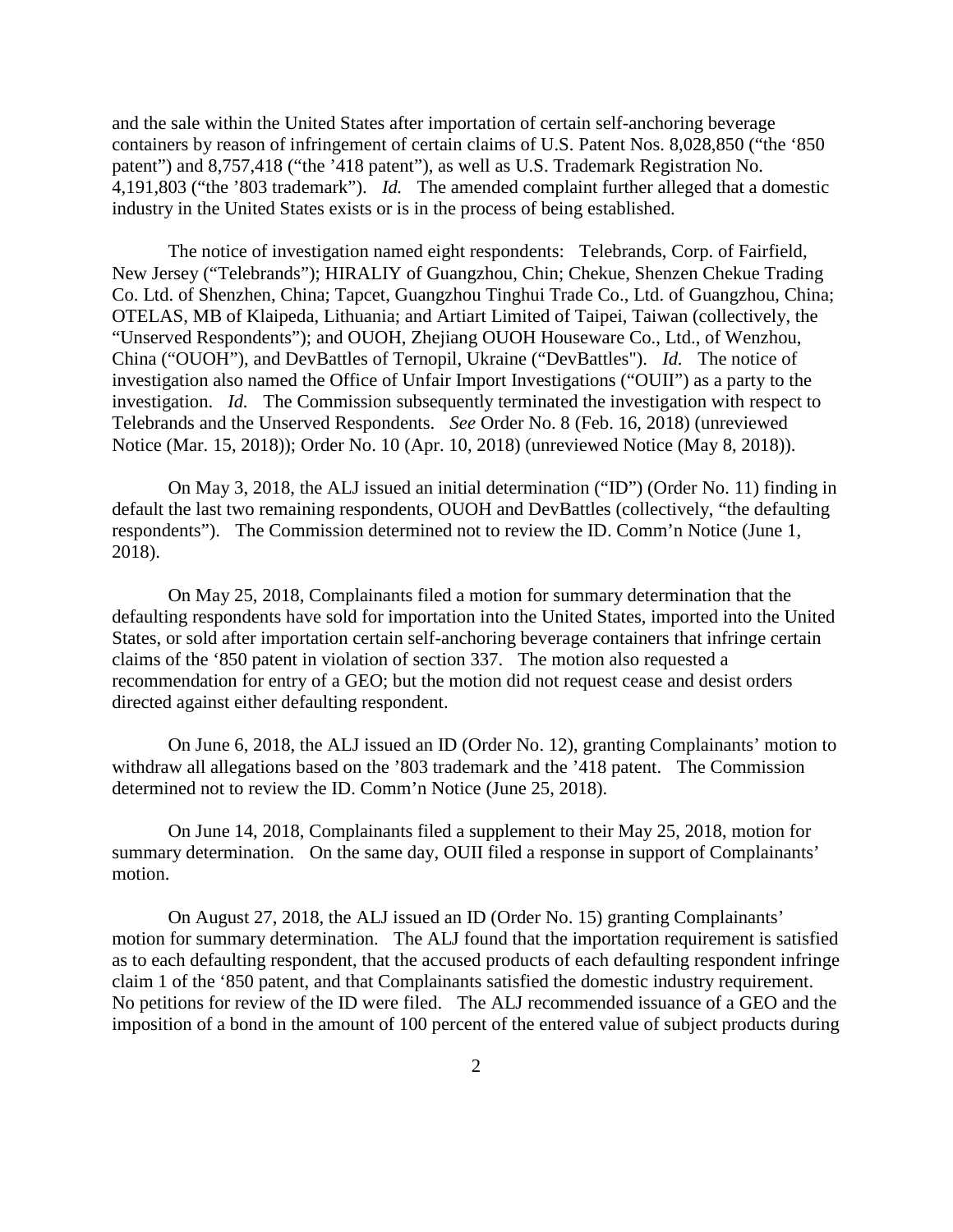and the sale within the United States after importation of certain self-anchoring beverage containers by reason of infringement of certain claims of U.S. Patent Nos. 8,028,850 ("the '850 patent") and 8,757,418 ("the '418 patent"), as well as U.S. Trademark Registration No. 4,191,803 ("the '803 trademark"). *Id.* The amended complaint further alleged that a domestic industry in the United States exists or is in the process of being established.

The notice of investigation named eight respondents: Telebrands, Corp. of Fairfield, New Jersey ("Telebrands"); HIRALIY of Guangzhou, Chin; Chekue, Shenzen Chekue Trading Co. Ltd. of Shenzhen, China; Tapcet, Guangzhou Tinghui Trade Co., Ltd. of Guangzhou, China; OTELAS, MB of Klaipeda, Lithuania; and Artiart Limited of Taipei, Taiwan (collectively, the "Unserved Respondents"); and OUOH, Zhejiang OUOH Houseware Co., Ltd., of Wenzhou, China ("OUOH"), and DevBattles of Ternopil, Ukraine ("DevBattles"). *Id.* The notice of investigation also named the Office of Unfair Import Investigations ("OUII") as a party to the investigation. *Id.* The Commission subsequently terminated the investigation with respect to Telebrands and the Unserved Respondents. *See* Order No. 8 (Feb. 16, 2018) (unreviewed Notice (Mar. 15, 2018)); Order No. 10 (Apr. 10, 2018) (unreviewed Notice (May 8, 2018)).

On May 3, 2018, the ALJ issued an initial determination ("ID") (Order No. 11) finding in default the last two remaining respondents, OUOH and DevBattles (collectively, "the defaulting respondents"). The Commission determined not to review the ID. Comm'n Notice (June 1, 2018).

On May 25, 2018, Complainants filed a motion for summary determination that the defaulting respondents have sold for importation into the United States, imported into the United States, or sold after importation certain self-anchoring beverage containers that infringe certain claims of the '850 patent in violation of section 337. The motion also requested a recommendation for entry of a GEO; but the motion did not request cease and desist orders directed against either defaulting respondent.

On June 6, 2018, the ALJ issued an ID (Order No. 12), granting Complainants' motion to withdraw all allegations based on the '803 trademark and the '418 patent. The Commission determined not to review the ID. Comm'n Notice (June 25, 2018).

On June 14, 2018, Complainants filed a supplement to their May 25, 2018, motion for summary determination. On the same day, OUII filed a response in support of Complainants' motion.

On August 27, 2018, the ALJ issued an ID (Order No. 15) granting Complainants' motion for summary determination. The ALJ found that the importation requirement is satisfied as to each defaulting respondent, that the accused products of each defaulting respondent infringe claim 1 of the '850 patent, and that Complainants satisfied the domestic industry requirement. No petitions for review of the ID were filed. The ALJ recommended issuance of a GEO and the imposition of a bond in the amount of 100 percent of the entered value of subject products during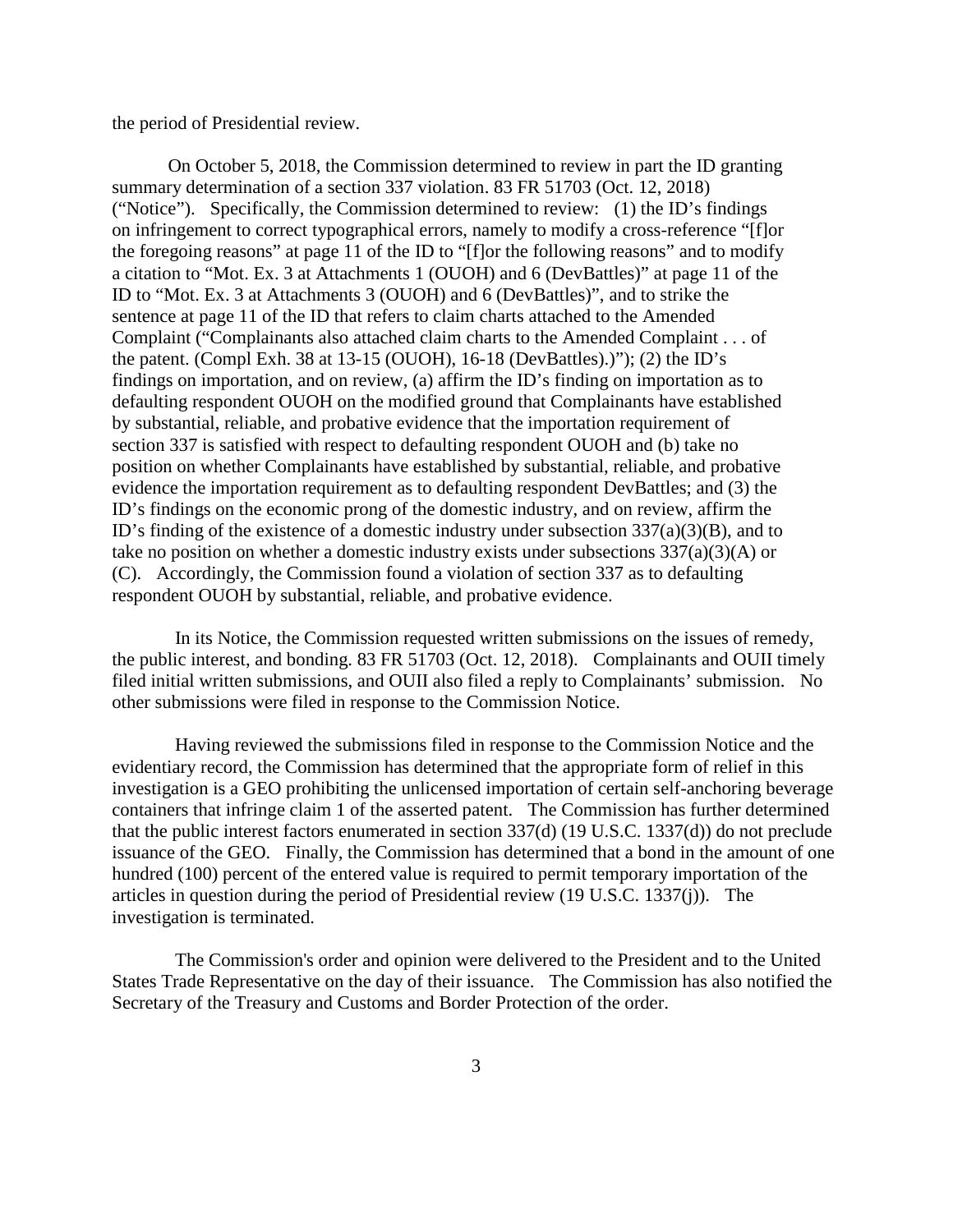the period of Presidential review.

On October 5, 2018, the Commission determined to review in part the ID granting summary determination of a section 337 violation. 83 FR 51703 (Oct. 12, 2018) ("Notice"). Specifically, the Commission determined to review: (1) the ID's findings on infringement to correct typographical errors, namely to modify a cross-reference "[f]or the foregoing reasons" at page 11 of the ID to "[f]or the following reasons" and to modify a citation to "Mot. Ex. 3 at Attachments 1 (OUOH) and 6 (DevBattles)" at page 11 of the ID to "Mot. Ex. 3 at Attachments 3 (OUOH) and 6 (DevBattles)", and to strike the sentence at page 11 of the ID that refers to claim charts attached to the Amended Complaint ("Complainants also attached claim charts to the Amended Complaint . . . of the patent. (Compl Exh. 38 at 13-15 (OUOH), 16-18 (DevBattles).)"); (2) the ID's findings on importation, and on review, (a) affirm the ID's finding on importation as to defaulting respondent OUOH on the modified ground that Complainants have established by substantial, reliable, and probative evidence that the importation requirement of section 337 is satisfied with respect to defaulting respondent OUOH and (b) take no position on whether Complainants have established by substantial, reliable, and probative evidence the importation requirement as to defaulting respondent DevBattles; and (3) the ID's findings on the economic prong of the domestic industry, and on review, affirm the ID's finding of the existence of a domestic industry under subsection 337(a)(3)(B), and to take no position on whether a domestic industry exists under subsections 337(a)(3)(A) or (C). Accordingly, the Commission found a violation of section 337 as to defaulting respondent OUOH by substantial, reliable, and probative evidence.

In its Notice, the Commission requested written submissions on the issues of remedy, the public interest, and bonding. 83 FR 51703 (Oct. 12, 2018). Complainants and OUII timely filed initial written submissions, and OUII also filed a reply to Complainants' submission. No other submissions were filed in response to the Commission Notice.

Having reviewed the submissions filed in response to the Commission Notice and the evidentiary record, the Commission has determined that the appropriate form of relief in this investigation is a GEO prohibiting the unlicensed importation of certain self-anchoring beverage containers that infringe claim 1 of the asserted patent. The Commission has further determined that the public interest factors enumerated in section 337(d) (19 U.S.C. 1337(d)) do not preclude issuance of the GEO. Finally, the Commission has determined that a bond in the amount of one hundred (100) percent of the entered value is required to permit temporary importation of the articles in question during the period of Presidential review (19 U.S.C. 1337(j)). The investigation is terminated.

The Commission's order and opinion were delivered to the President and to the United States Trade Representative on the day of their issuance. The Commission has also notified the Secretary of the Treasury and Customs and Border Protection of the order.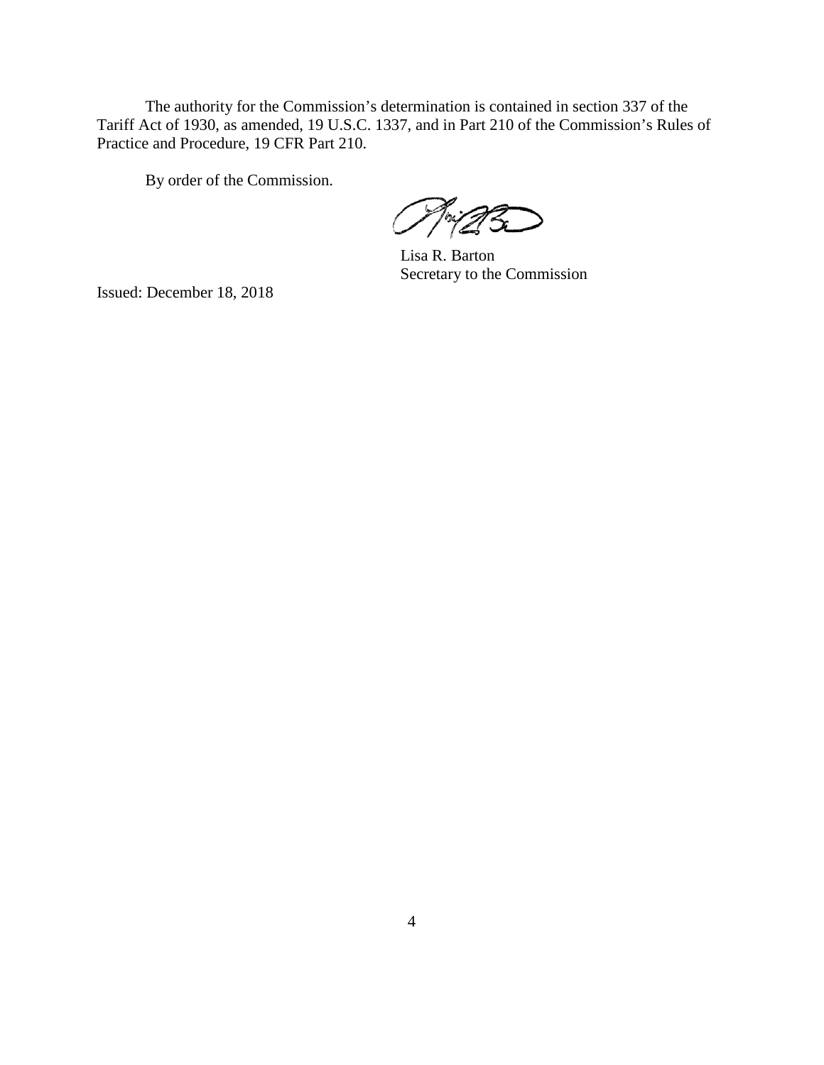The authority for the Commission's determination is contained in section 337 of the Tariff Act of 1930, as amended, 19 U.S.C. 1337, and in Part 210 of the Commission's Rules of Practice and Procedure, 19 CFR Part 210.

By order of the Commission.

Lisa R. Barton
Secretary to the Commission

Issued: December 18, 2018